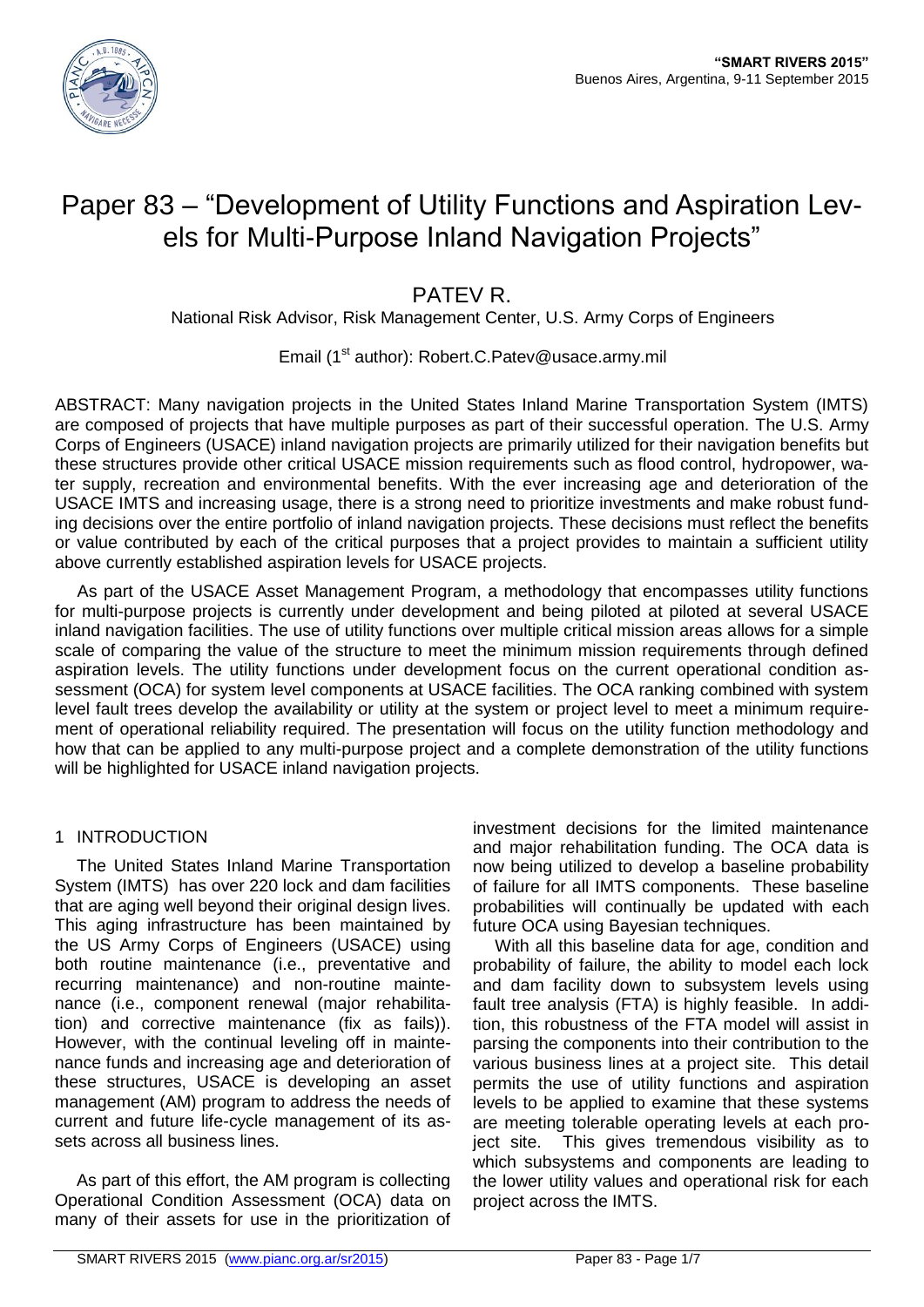# Paper 83 – "Development of Utility Functions and Aspiration Levels for Multi-Purpose Inland Navigation Projects"

PATEV R.

National Risk Advisor, Risk Management Center, U.S. Army Corps of Engineers

Email (1st author): Robert.C.Patev@usace.army.mil

ABSTRACT: Many navigation projects in the United States Inland Marine Transportation System (IMTS) are composed of projects that have multiple purposes as part of their successful operation. The U.S. Army Corps of Engineers (USACE) inland navigation projects are primarily utilized for their navigation benefits but these structures provide other critical USACE mission requirements such as flood control, hydropower, water supply, recreation and environmental benefits. With the ever increasing age and deterioration of the USACE IMTS and increasing usage, there is a strong need to prioritize investments and make robust funding decisions over the entire portfolio of inland navigation projects. These decisions must reflect the benefits or value contributed by each of the critical purposes that a project provides to maintain a sufficient utility above currently established aspiration levels for USACE projects.

As part of the USACE Asset Management Program, a methodology that encompasses utility functions for multi-purpose projects is currently under development and being piloted at piloted at several USACE inland navigation facilities. The use of utility functions over multiple critical mission areas allows for a simple scale of comparing the value of the structure to meet the minimum mission requirements through defined aspiration levels. The utility functions under development focus on the current operational condition assessment (OCA) for system level components at USACE facilities. The OCA ranking combined with system level fault trees develop the availability or utility at the system or project level to meet a minimum requirement of operational reliability required. The presentation will focus on the utility function methodology and how that can be applied to any multi-purpose project and a complete demonstration of the utility functions will be highlighted for USACE inland navigation projects.

## 1 INTRODUCTION

The United States Inland Marine Transportation System (IMTS) has over 220 lock and dam facilities that are aging well beyond their original design lives. This aging infrastructure has been maintained by the US Army Corps of Engineers (USACE) using both routine maintenance (i.e., preventative and recurring maintenance) and non-routine maintenance (i.e., component renewal (major rehabilitation) and corrective maintenance (fix as fails)). However, with the continual leveling off in maintenance funds and increasing age and deterioration of these structures, USACE is developing an asset management (AM) program to address the needs of current and future life-cycle management of its assets across all business lines.

As part of this effort, the AM program is collecting Operational Condition Assessment (OCA) data on many of their assets for use in the prioritization of investment decisions for the limited maintenance and major rehabilitation funding. The OCA data is now being utilized to develop a baseline probability of failure for all IMTS components. These baseline probabilities will continually be updated with each future OCA using Bayesian techniques.

With all this baseline data for age, condition and probability of failure, the ability to model each lock and dam facility down to subsystem levels using fault tree analysis (FTA) is highly feasible. In addition, this robustness of the FTA model will assist in parsing the components into their contribution to the various business lines at a project site. This detail permits the use of utility functions and aspiration levels to be applied to examine that these systems are meeting tolerable operating levels at each project site. This gives tremendous visibility as to which subsystems and components are leading to the lower utility values and operational risk for each project across the IMTS.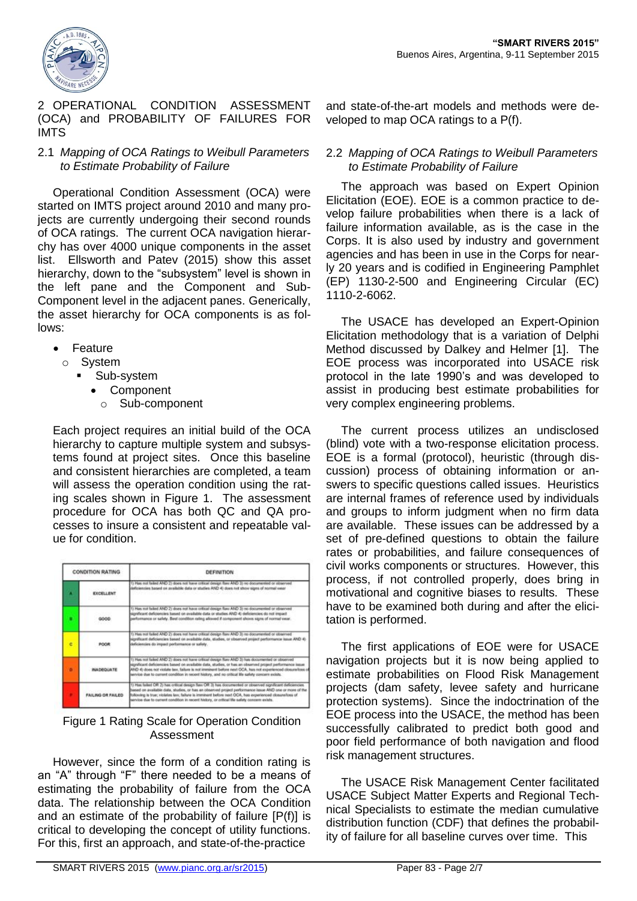## 2 OPERATIONAL CONDITION ASSESSMENT (OCA) and PROBABILITY OF FAILURES FOR IMTS

### 2.1 *Mapping of OCA Ratings to Weibull Parameters to Estimate Probability of Failure*

Operational Condition Assessment (OCA) were started on IMTS project around 2010 and many projects are currently undergoing their second rounds of OCA ratings. The current OCA navigation hierarchy has over 4000 unique components in the asset list. Ellsworth and Patev (2015) show this asset hierarchy, down to the "subsystem" level is shown in the left pane and the Component and Sub-Component level in the adjacent panes. Generically, the asset hierarchy for OCA components is as follows:

- Feature
  - System
    - Sub-system
      - Component
        - Sub-component

Each project requires an initial build of the OCA hierarchy to capture multiple system and subsystems found at project sites. Once this baseline and consistent hierarchies are completed, a team will assess the operation condition using the rating scales shown in Figure 1. The assessment procedure for OCA has both QC and QA processes to insure a consistent and repeatable value for condition.

| CONDITION RATING | | DEFINITION |
|---|---|---|
| A | EXCELLENT | 1) Has not failed AND 2) does not have critical design flaw AND 3) no documented or observed deficiencies based on available data or studies AND 4) does not show signs of normal wear |
| B | GOOD | 1) Has not failed AND 2) does not have critical design flaw AND 3) no documented or observed significant deficiencies based on available data or studies AND 4) deficiencies do not impact performance or safety. Best condition rating allowed if component shows signs of normal wear. |
| C | POOR | 1) Has not failed AND 2) does not have critical design flaw AND 3) no documented or observed significant deficiencies based on available data, studies, or observed project performance issue AND 4) deficiencies do impact performance or safety. |
| D | INADEQUATE | 1) Has not failed AND 2) does not have critical design flaw AND 3) has documented or observed significant deficiencies based on available data, studies, or has an observed project performance issue AND 4) does not violate law, failure is not imminent before next OCA, has not experienced closures/loss of service due to current condition in recent history, and no critical life safety concern exists. |
| F | FAILING OR FAILED | 1) Has failed OR 2) has critical design flaw OR 3) has documented or observed significant deficiencies based on available data, studies, or has an observed project performance issue AND one or more of the following is true; violates law, failure is imminent before next OCA, has experienced closures/loss of service due to current condition in recent history, or critical life safety concern exists. |

Figure 1 Rating Scale for Operation Condition Assessment

However, since the form of a condition rating is an "A" through "F" there needed to be a means of estimating the probability of failure from the OCA data. The relationship between the OCA Condition and an estimate of the probability of failure [P(f)] is critical to developing the concept of utility functions. For this, first an approach, and state-of-the-practice and state-of-the-art models and methods were developed to map OCA ratings to a P(f).

### 2.2 *Mapping of OCA Ratings to Weibull Parameters to Estimate Probability of Failure*

The approach was based on Expert Opinion Elicitation (EOE). EOE is a common practice to develop failure probabilities when there is a lack of failure information available, as is the case in the Corps. It is also used by industry and government agencies and has been in use in the Corps for nearly 20 years and is codified in Engineering Pamphlet (EP) 1130-2-500 and Engineering Circular (EC) 1110-2-6062.

The USACE has developed an Expert-Opinion Elicitation methodology that is a variation of Delphi Method discussed by Dalkey and Helmer [1]. The EOE process was incorporated into USACE risk protocol in the late 1990's and was developed to assist in producing best estimate probabilities for very complex engineering problems.

The current process utilizes an undisclosed (blind) vote with a two-response elicitation process. EOE is a formal (protocol), heuristic (through discussion) process of obtaining information or answers to specific questions called issues. Heuristics are internal frames of reference used by individuals and groups to inform judgment when no firm data are available. These issues can be addressed by a set of pre-defined questions to obtain the failure rates or probabilities, and failure consequences of civil works components or structures. However, this process, if not controlled properly, does bring in motivational and cognitive biases to results. These have to be examined both during and after the elicitation is performed.

The first applications of EOE were for USACE navigation projects but it is now being applied to estimate probabilities on Flood Risk Management projects (dam safety, levee safety and hurricane protection systems). Since the indoctrination of the EOE process into the USACE, the method has been successfully calibrated to predict both good and poor field performance of both navigation and flood risk management structures.

The USACE Risk Management Center facilitated USACE Subject Matter Experts and Regional Technical Specialists to estimate the median cumulative distribution function (CDF) that defines the probability of failure for all baseline curves over time. This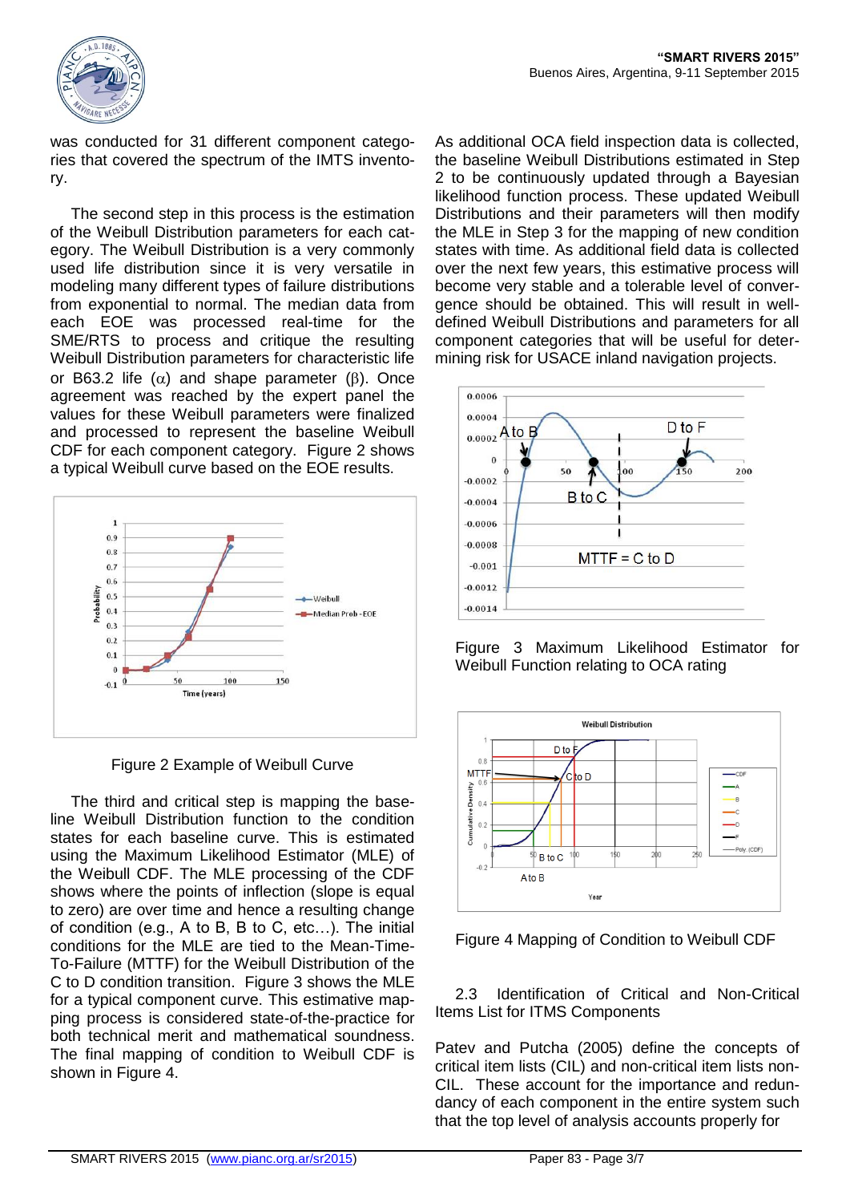was conducted for 31 different component categories that covered the spectrum of the IMTS inventory.

The second step in this process is the estimation of the Weibull Distribution parameters for each category. The Weibull Distribution is a very commonly used life distribution since it is very versatile in modeling many different types of failure distributions from exponential to normal. The median data from each EOE was processed real-time for the SME/RTS to process and critique the resulting Weibull Distribution parameters for characteristic life or B63.2 life ($\alpha$) and shape parameter ($\beta$). Once agreement was reached by the expert panel the values for these Weibull parameters were finalized and processed to represent the baseline Weibull CDF for each component category. Figure 2 shows a typical Weibull curve based on the EOE results.

Figure 2 Example of Weibull Curve

The third and critical step is mapping the baseline Weibull Distribution function to the condition states for each baseline curve. This is estimated using the Maximum Likelihood Estimator (MLE) of the Weibull CDF. The MLE processing of the CDF shows where the points of inflection (slope is equal to zero) are over time and hence a resulting change of condition (e.g., A to B, B to C, etc…). The initial conditions for the MLE are tied to the Mean-Time-To-Failure (MTTF) for the Weibull Distribution of the C to D condition transition. Figure 3 shows the MLE for a typical component curve. This estimative mapping process is considered state-of-the-practice for both technical merit and mathematical soundness. The final mapping of condition to Weibull CDF is shown in Figure 4.

As additional OCA field inspection data is collected, the baseline Weibull Distributions estimated in Step 2 to be continuously updated through a Bayesian likelihood function process. These updated Weibull Distributions and their parameters will then modify the MLE in Step 3 for the mapping of new condition states with time. As additional field data is collected over the next few years, this estimative process will become very stable and a tolerable level of convergence should be obtained. This will result in well-defined Weibull Distributions and parameters for all component categories that will be useful for determining risk for USACE inland navigation projects.

Figure 3 Maximum Likelihood Estimator for Weibull Function relating to OCA rating

Figure 4 Mapping of Condition to Weibull CDF

2.3 Identification of Critical and Non-Critical Items List for ITMS Components

Patev and Putcha (2005) define the concepts of critical item lists (CIL) and non-critical item lists non-CIL. These account for the importance and redundancy of each component in the entire system such that the top level of analysis accounts properly for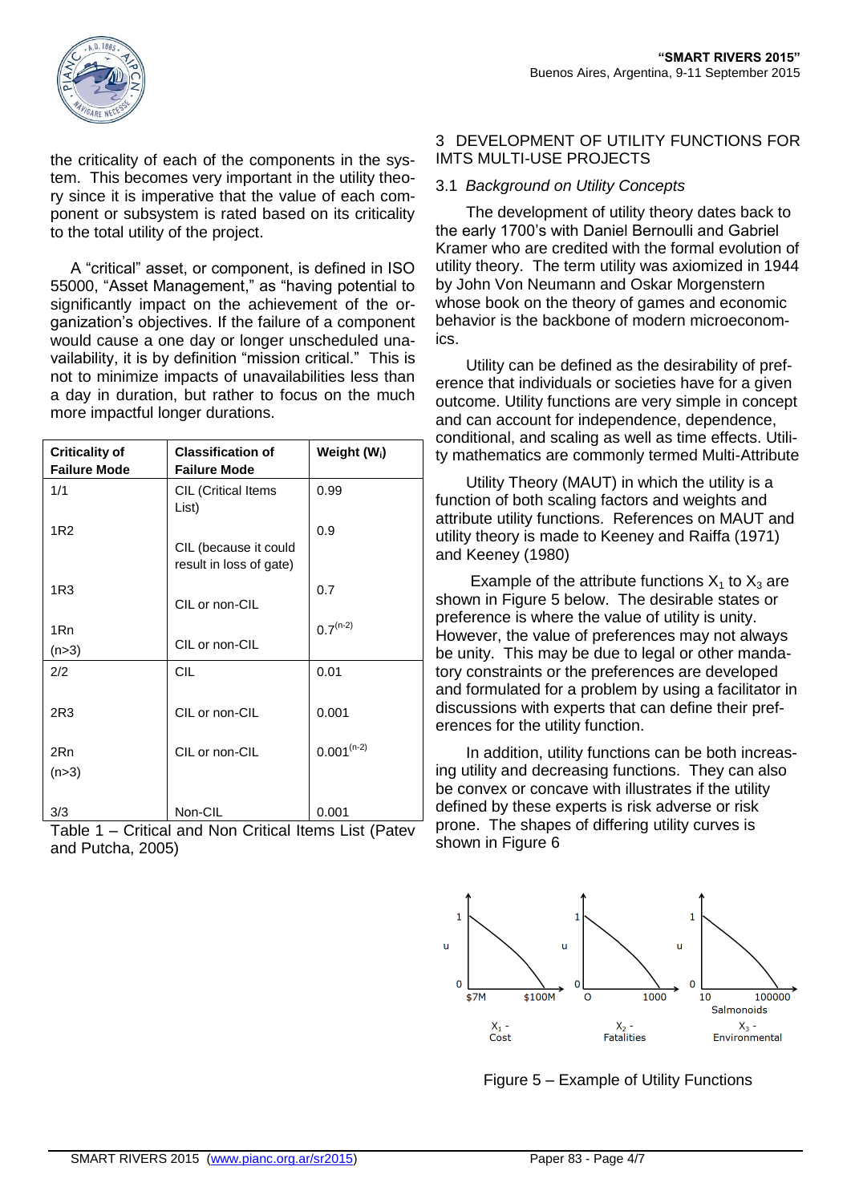the criticality of each of the components in the system. This becomes very important in the utility theory since it is imperative that the value of each component or subsystem is rated based on its criticality to the total utility of the project.

A "critical" asset, or component, is defined in ISO 55000, "Asset Management," as "having potential to significantly impact on the achievement of the organization's objectives. If the failure of a component would cause a one day or longer unscheduled unavailability, it is by definition "mission critical." This is not to minimize impacts of unavailabilities less than a day in duration, but rather to focus on the much more impactful longer durations.

| Criticality of Failure Mode | Classification of Failure Mode | Weight ($W_i$) |
|---|---|---|
| 1/1 | CIL (Critical Items List) | 0.99 |
| 1R2 | CIL (because it could result in loss of gate) | 0.9 |
| 1R3 | CIL or non-CIL | 0.7 |
| 1Rn (n>3) | CIL or non-CIL | $0.7^{(n-2)}$ |
| 2/2 | CIL | 0.01 |
| 2R3 | CIL or non-CIL | 0.001 |
| 2Rn (n>3) | CIL or non-CIL | $0.001^{(n-2)}$ |
| 3/3 | Non-CIL | 0.001 |

Table 1 – Critical and Non Critical Items List (Patev and Putcha, 2005)

## 3 DEVELOPMENT OF UTILITY FUNCTIONS FOR IMTS MULTI-USE PROJECTS

### 3.1 *Background on Utility Concepts*

The development of utility theory dates back to the early 1700's with Daniel Bernoulli and Gabriel Kramer who are credited with the formal evolution of utility theory. The term utility was axiomized in 1944 by John Von Neumann and Oskar Morgenstern whose book on the theory of games and economic behavior is the backbone of modern microeconomics.

Utility can be defined as the desirability of preference that individuals or societies have for a given outcome. Utility functions are very simple in concept and can account for independence, dependence, conditional, and scaling as well as time effects. Utility mathematics are commonly termed Multi-Attribute

Utility Theory (MAUT) in which the utility is a function of both scaling factors and weights and attribute utility functions. References on MAUT and utility theory is made to Keeney and Raiffa (1971) and Keeney (1980)

Example of the attribute functions $X_1$ to $X_3$ are shown in Figure 5 below. The desirable states or preference is where the value of utility is unity. However, the value of preferences may not always be unity. This may be due to legal or other mandatory constraints or the preferences are developed and formulated for a problem by using a facilitator in discussions with experts that can define their preferences for the utility function.

In addition, utility functions can be both increasing utility and decreasing functions. They can also be convex or concave with illustrates if the utility defined by these experts is risk adverse or risk prone. The shapes of differing utility curves is shown in Figure 6

Figure 5 – Example of Utility Functions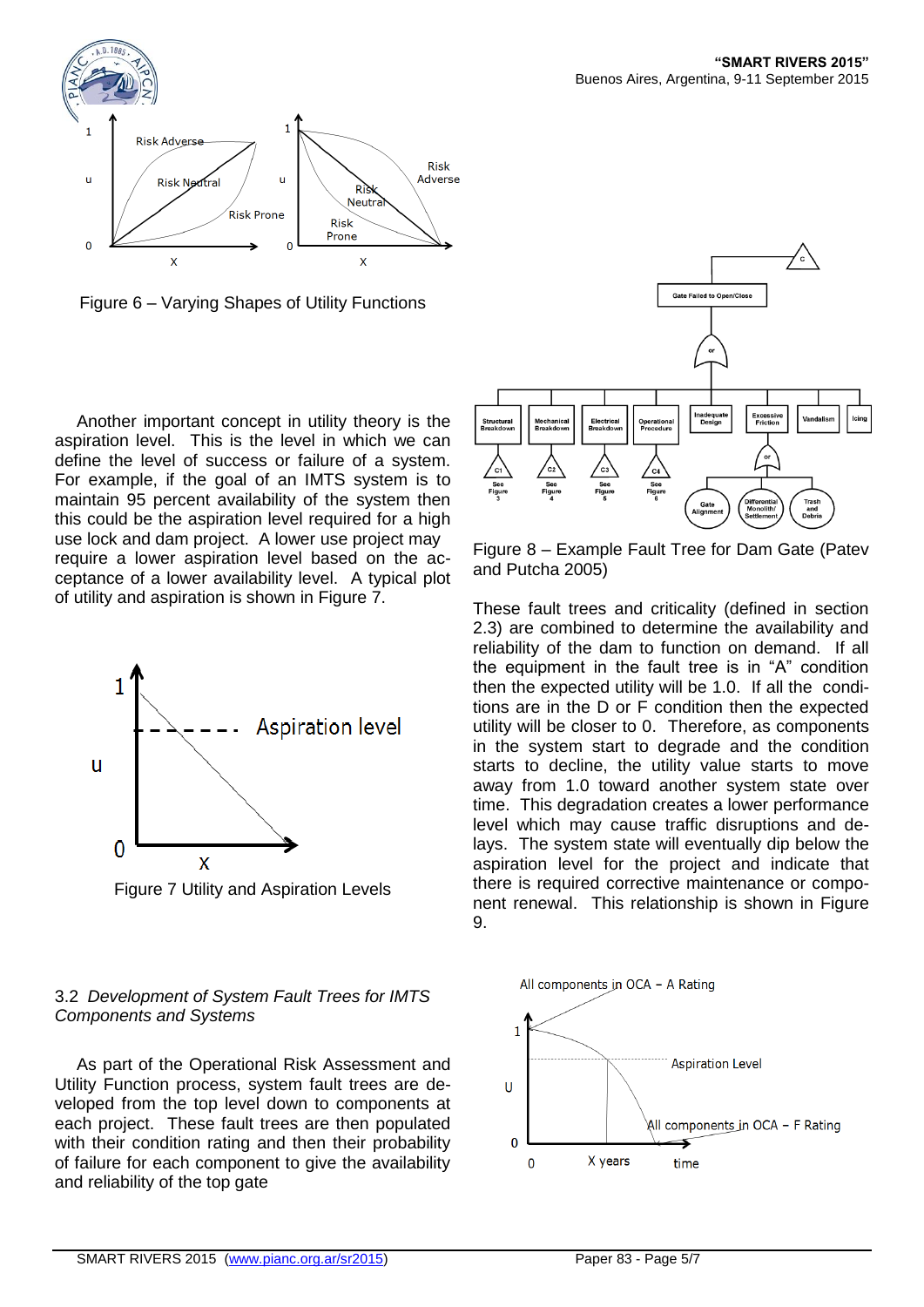Figure 6 – Varying Shapes of Utility Functions

Another important concept in utility theory is the aspiration level. This is the level in which we can define the level of success or failure of a system. For example, if the goal of an IMTS system is to maintain 95 percent availability of the system then this could be the aspiration level required for a high use lock and dam project. A lower use project may require a lower aspiration level based on the acceptance of a lower availability level. A typical plot of utility and aspiration is shown in Figure 7.

Figure 7 Utility and Aspiration Levels

### 3.2 *Development of System Fault Trees for IMTS Components and Systems*

As part of the Operational Risk Assessment and Utility Function process, system fault trees are developed from the top level down to components at each project. These fault trees are then populated with their condition rating and then their probability of failure for each component to give the availability and reliability of the top gate

Figure 8 – Example Fault Tree for Dam Gate (Patev and Putcha 2005)

These fault trees and criticality (defined in section 2.3) are combined to determine the availability and reliability of the dam to function on demand. If all the equipment in the fault tree is in "A" condition then the expected utility will be 1.0. If all the conditions are in the D or F condition then the expected utility will be closer to 0. Therefore, as components in the system start to degrade and the condition starts to decline, the utility value starts to move away from 1.0 toward another system state over time. This degradation creates a lower performance level which may cause traffic disruptions and delays. The system state will eventually dip below the aspiration level for the project and indicate that there is required corrective maintenance or component renewal. This relationship is shown in Figure 9.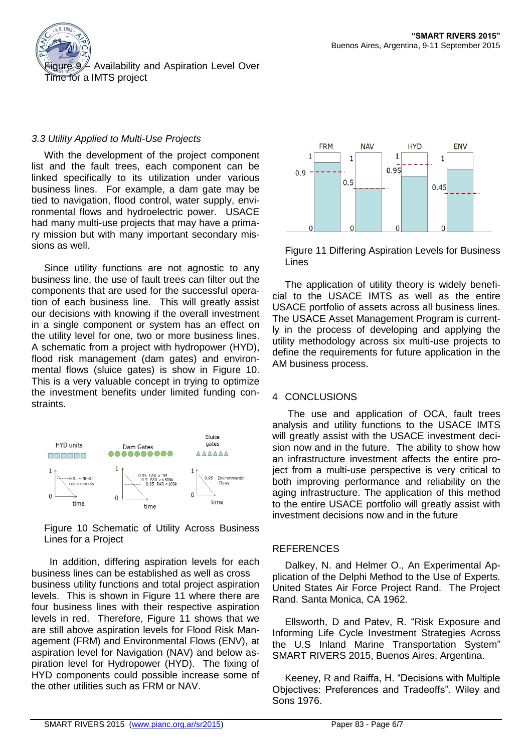Figure 9 – Availability and Aspiration Level Over Time for a IMTS project

### *3.3 Utility Applied to Multi-Use Projects*

With the development of the project component list and the fault trees, each component can be linked specifically to its utilization under various business lines. For example, a dam gate may be tied to navigation, flood control, water supply, environmental flows and hydroelectric power. USACE had many multi-use projects that may have a primary mission but with many important secondary missions as well.

Since utility functions are not agnostic to any business line, the use of fault trees can filter out the components that are used for the successful operation of each business line. This will greatly assist our decisions with knowing if the overall investment in a single component or system has an effect on the utility level for one, two or more business lines. A schematic from a project with hydropower (HYD), flood risk management (dam gates) and environmental flows (sluice gates) is show in Figure 10. This is a very valuable concept in trying to optimize the investment benefits under limited funding constraints.

Figure 10 Schematic of Utility Across Business Lines for a Project

In addition, differing aspiration levels for each business lines can be established as well as cross business utility functions and total project aspiration levels. This is shown in Figure 11 where there are four business lines with their respective aspiration levels in red. Therefore, Figure 11 shows that we are still above aspiration levels for Flood Risk Management (FRM) and Environmental Flows (ENV), at aspiration level for Navigation (NAV) and below aspiration level for Hydropower (HYD). The fixing of HYD components could possible increase some of the other utilities such as FRM or NAV.

Figure 11 Differing Aspiration Levels for Business Lines

The application of utility theory is widely beneficial to the USACE IMTS as well as the entire USACE portfolio of assets across all business lines. The USACE Asset Management Program is currently in the process of developing and applying the utility methodology across six multi-use projects to define the requirements for future application in the AM business process.

## 4 CONCLUSIONS

The use and application of OCA, fault trees analysis and utility functions to the USACE IMTS will greatly assist with the USACE investment decision now and in the future. The ability to show how an infrastructure investment affects the entire project from a multi-use perspective is very critical to both improving performance and reliability on the aging infrastructure. The application of this method to the entire USACE portfolio will greatly assist with investment decisions now and in the future

## REFERENCES

Dalkey, N. and Helmer O., An Experimental Application of the Delphi Method to the Use of Experts. United States Air Force Project Rand. The Project Rand. Santa Monica, CA 1962.

Ellsworth, D and Patev, R. "Risk Exposure and Informing Life Cycle Investment Strategies Across the U.S Inland Marine Transportation System" SMART RIVERS 2015, Buenos Aires, Argentina.

Keeney, R and Raiffa, H. "Decisions with Multiple Objectives: Preferences and Tradeoffs". Wiley and Sons 1976.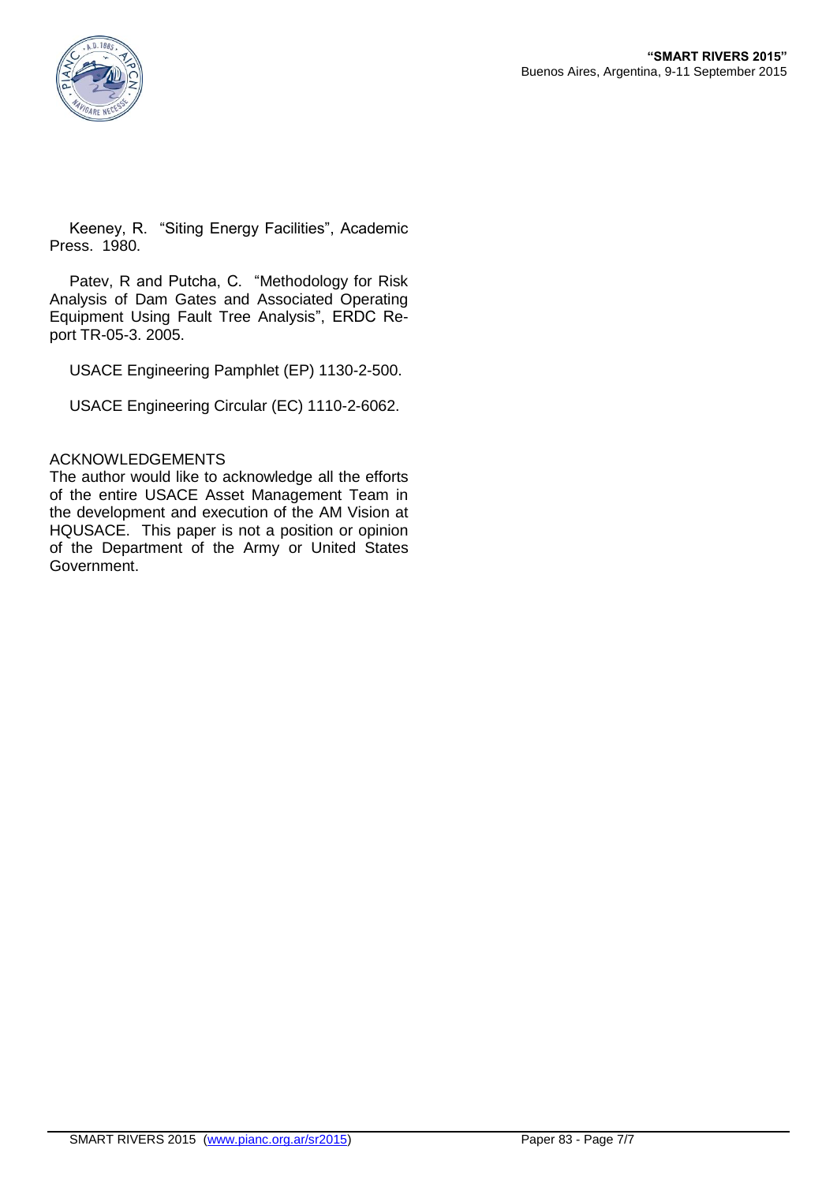Keeney, R. "Siting Energy Facilities", Academic Press. 1980.

Patev, R and Putcha, C. "Methodology for Risk Analysis of Dam Gates and Associated Operating Equipment Using Fault Tree Analysis", ERDC Report TR-05-3. 2005.

USACE Engineering Pamphlet (EP) 1130-2-500.

USACE Engineering Circular (EC) 1110-2-6062.

## ACKNOWLEDGEMENTS

The author would like to acknowledge all the efforts of the entire USACE Asset Management Team in the development and execution of the AM Vision at HQUSACE. This paper is not a position or opinion of the Department of the Army or United States Government.